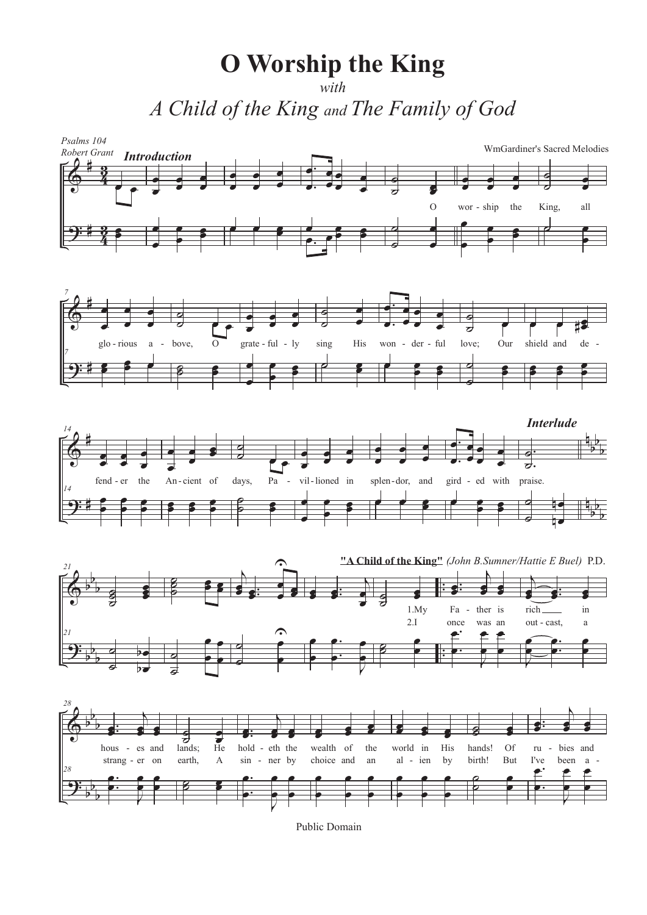# O Worship the King

*with*

## *A Child of the King and The Family of God*

*Psalms 104*
*Robert Grant*

WmGardiner's Sacred Melodies

***Introduction***

O wor - ship the King, all glo - rious a - bove, O grate - ful - ly sing His won - der - ful love; Our shield and de - fend - er the An - cient of days, Pa - vil - lioned in splen - dor, and gird - ed with praise.

***Interlude***

**"A Child of the King"** *(John B.Sumner/Hattie E Buel)* P.D.

1.My Fa - ther is rich in hous - es and lands; He hold - eth the wealth of the world in His hands! Of ru - bies and

2.I once was an out - cast, a strang - er on earth, A sin - ner by choice and an al - ien by birth! But I've been a -

Public Domain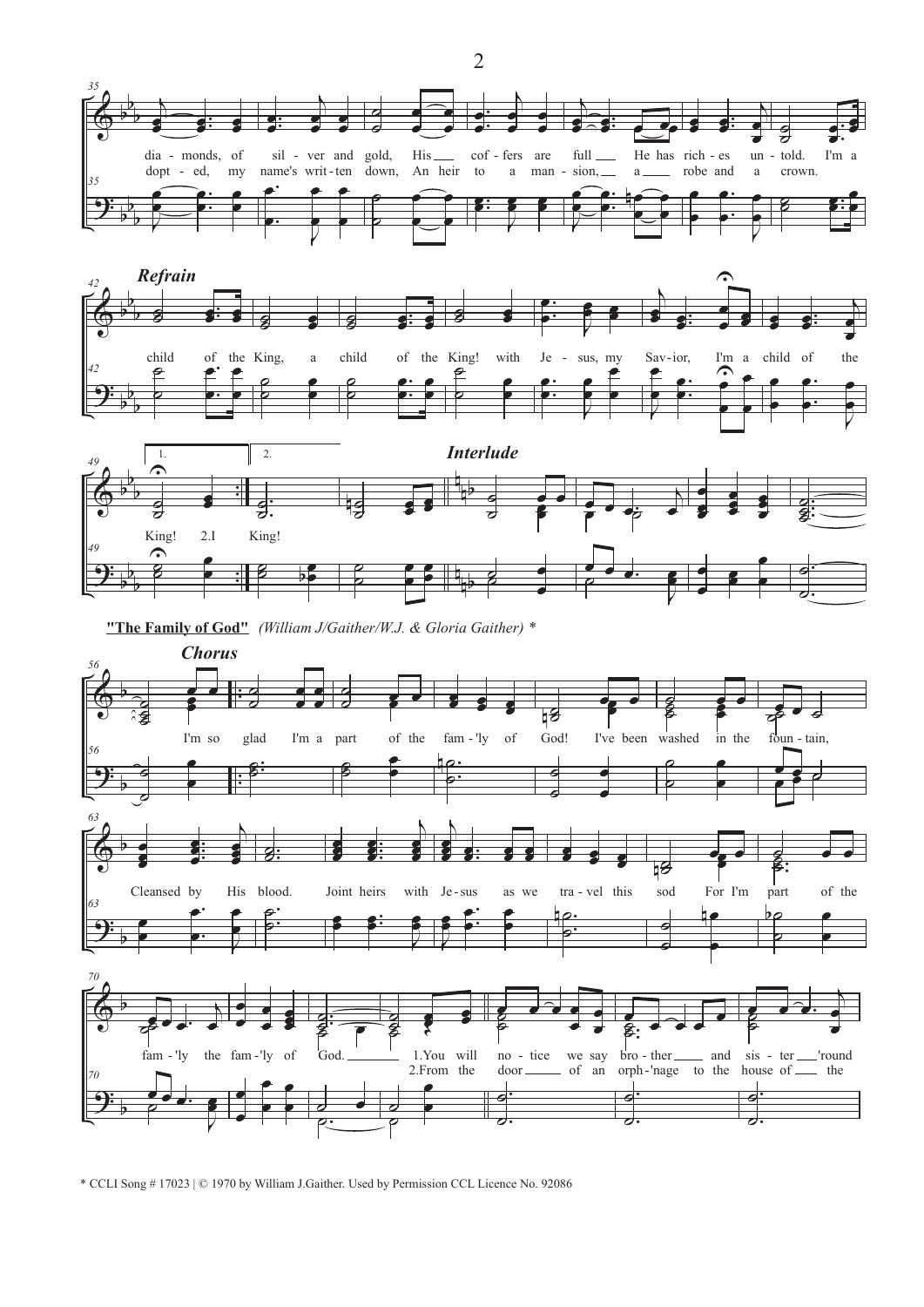*Refrain*

*Interlude*

**"The Family of God"** *(William J/Gaither/W.J. & Gloria Gaither) **

*Chorus*

\* CCLI Song # 17023 | © 1970 by William J.Gaither. Used by Permission CCL Licence No. 92086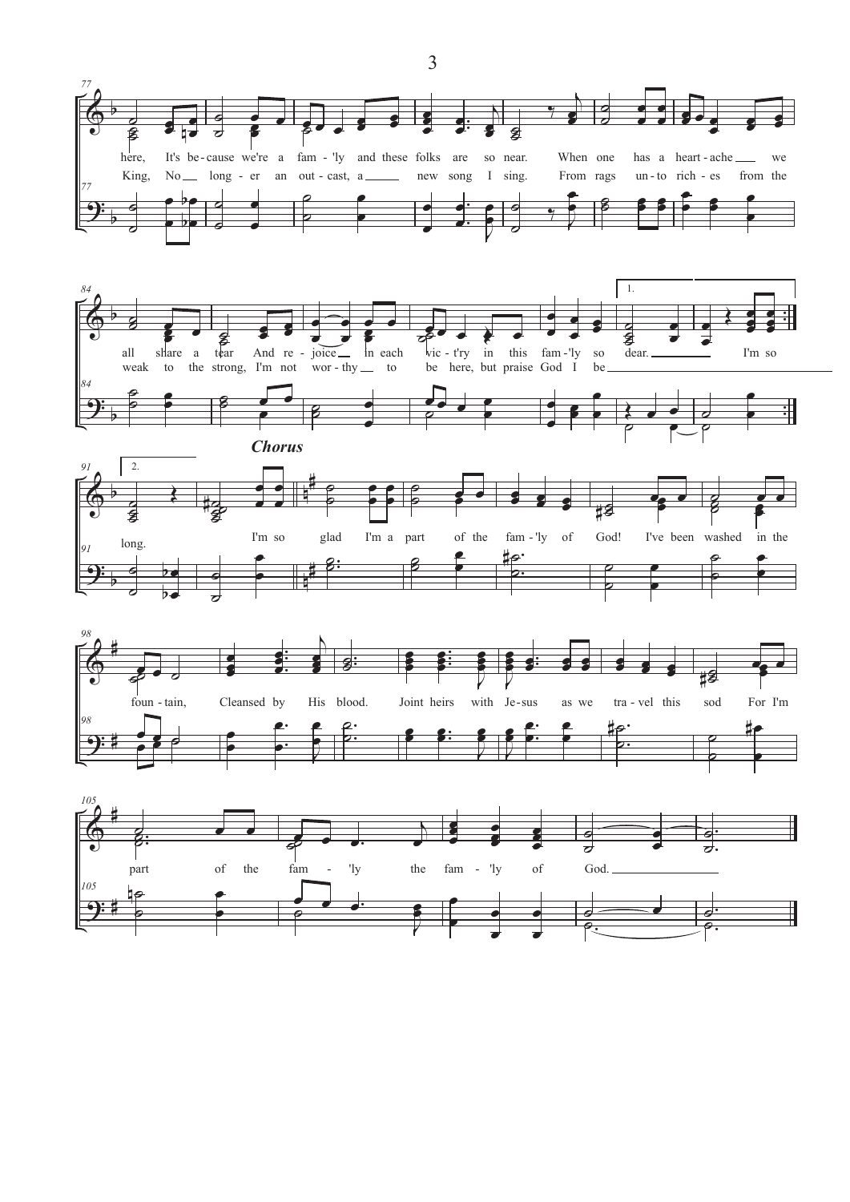here, It's be-cause we're a fam-'ly and these folks are so near. When one has a heart-ache we all share a tear And re-joice in each vic-t'ry in this fam-'ly so dear. I'm so

King, No long-er an out-cast, a new song I sing. From rags un-to rich-es from the weak to the strong, I'm not wor-thy to be here, but praise God I be long.

***Chorus***

I'm so glad I'm a part of the fam-'ly of God! I've been washed in the foun-tain, Cleansed by His blood. Joint heirs with Je-sus as we tra-vel this sod For I'm part of the fam-'ly the fam-'ly of God.